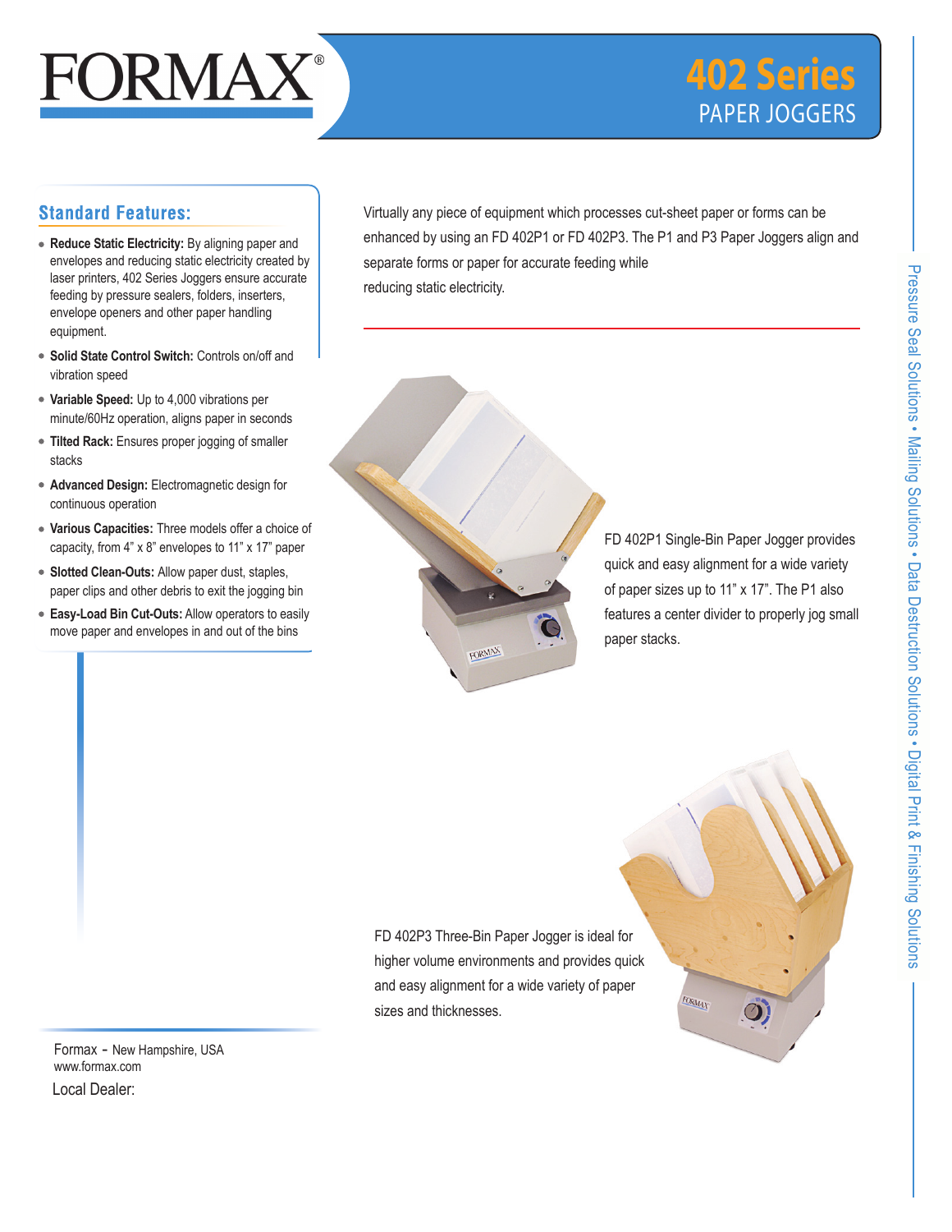# FORMAX®

# 402 Series
## PAPER JOGGERS

## Standard Features:

- **Reduce Static Electricity:** By aligning paper and envelopes and reducing static electricity created by laser printers, 402 Series Joggers ensure accurate feeding by pressure sealers, folders, inserters, envelope openers and other paper handling equipment.
- **Solid State Control Switch:** Controls on/off and vibration speed
- **Variable Speed:** Up to 4,000 vibrations per minute/60Hz operation, aligns paper in seconds
- **Tilted Rack:** Ensures proper jogging of smaller stacks
- **Advanced Design:** Electromagnetic design for continuous operation
- **Various Capacities:** Three models offer a choice of capacity, from 4" x 8" envelopes to 11" x 17" paper
- **Slotted Clean-Outs:** Allow paper dust, staples, paper clips and other debris to exit the jogging bin
- **Easy-Load Bin Cut-Outs:** Allow operators to easily move paper and envelopes in and out of the bins

Virtually any piece of equipment which processes cut-sheet paper or forms can be enhanced by using an FD 402P1 or FD 402P3. The P1 and P3 Paper Joggers align and separate forms or paper for accurate feeding while reducing static electricity.

FD 402P1 Single-Bin Paper Jogger provides quick and easy alignment for a wide variety of paper sizes up to 11" x 17". The P1 also features a center divider to properly jog small paper stacks.

FD 402P3 Three-Bin Paper Jogger is ideal for higher volume environments and provides quick and easy alignment for a wide variety of paper sizes and thicknesses.

Pressure Seal Solutions • Mailing Solutions • Data Destruction Solutions • Digital Print & Finishing Solutions

Formax - New Hampshire, USA
www.formax.com

Local Dealer: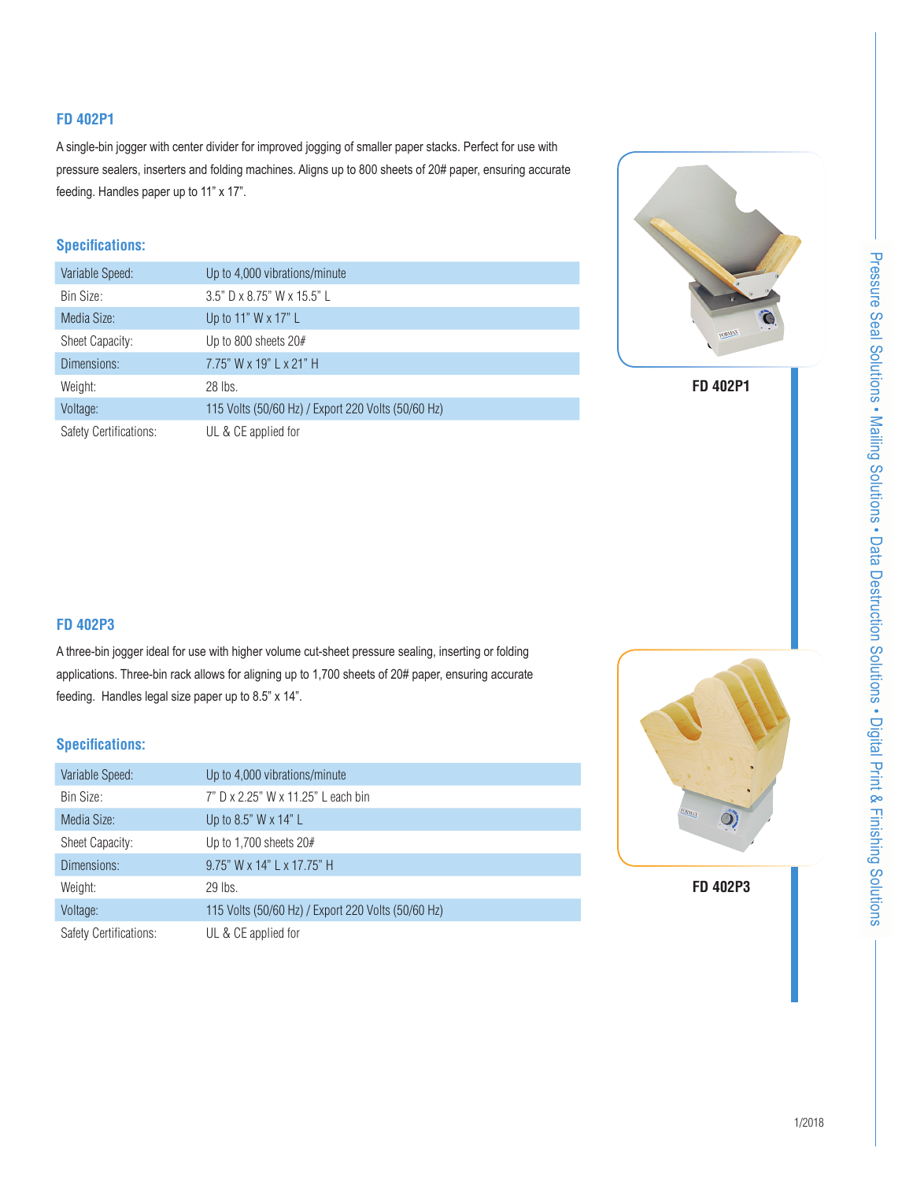## FD 402P1

A single-bin jogger with center divider for improved jogging of smaller paper stacks. Perfect for use with pressure sealers, inserters and folding machines. Aligns up to 800 sheets of 20# paper, ensuring accurate feeding. Handles paper up to 11” x 17”.

### Specifications:

| | |
|---|---|
| Variable Speed: | Up to 4,000 vibrations/minute |
| Bin Size: | 3.5” D x 8.75” W x 15.5” L |
| Media Size: | Up to 11” W x 17” L |
| Sheet Capacity: | Up to 800 sheets 20# |
| Dimensions: | 7.75” W x 19” L x 21” H |
| Weight: | 28 lbs. |
| Voltage: | 115 Volts (50/60 Hz) / Export 220 Volts (50/60 Hz) |
| Safety Certifications: | UL & CE applied for |

FD 402P1

## FD 402P3

A three-bin jogger ideal for use with higher volume cut-sheet pressure sealing, inserting or folding applications. Three-bin rack allows for aligning up to 1,700 sheets of 20# paper, ensuring accurate feeding. Handles legal size paper up to 8.5” x 14”.

### Specifications:

| | |
|---|---|
| Variable Speed: | Up to 4,000 vibrations/minute |
| Bin Size: | 7” D x 2.25” W x 11.25” L each bin |
| Media Size: | Up to 8.5” W x 14” L |
| Sheet Capacity: | Up to 1,700 sheets 20# |
| Dimensions: | 9.75” W x 14” L x 17.75” H |
| Weight: | 29 lbs. |
| Voltage: | 115 Volts (50/60 Hz) / Export 220 Volts (50/60 Hz) |
| Safety Certifications: | UL & CE applied for |

FD 402P3

Pressure Seal Solutions • Mailing Solutions • Data Destruction Solutions • Digital Print & Finishing Solutions

1/2018